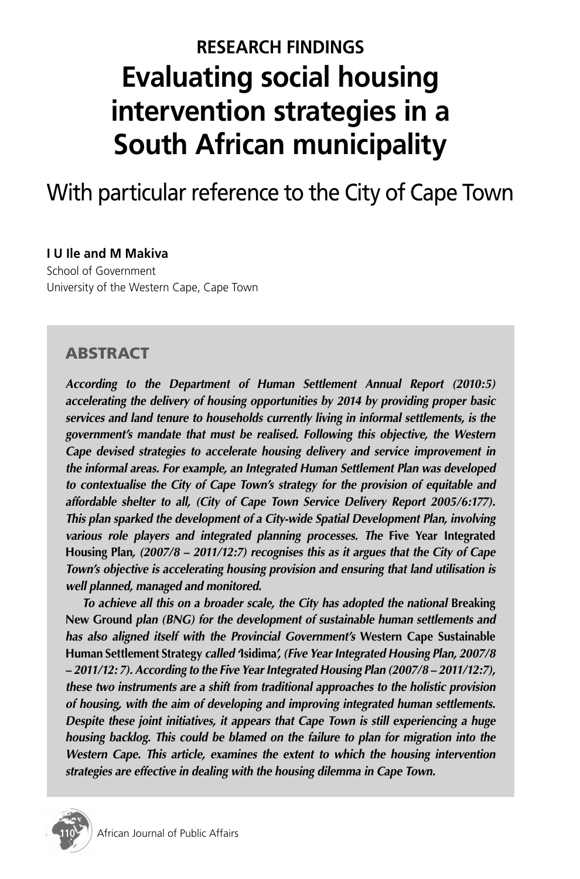## RESEARCH FINDINGS

# Evaluating social housing intervention strategies in a South African municipality

## With particular reference to the City of Cape Town

**I U Ile and M Makiva**
School of Government
University of the Western Cape, Cape Town

### ABSTRACT

***According to the Department of Human Settlement Annual Report (2010:5) accelerating the delivery of housing opportunities by 2014 by providing proper basic services and land tenure to households currently living in informal settlements, is the government's mandate that must be realised. Following this objective, the Western Cape devised strategies to accelerate housing delivery and service improvement in the informal areas. For example, an Integrated Human Settlement Plan was developed to contextualise the City of Cape Town's strategy for the provision of equitable and affordable shelter to all, (City of Cape Town Service Delivery Report 2005/6:177). This plan sparked the development of a City-wide Spatial Development Plan, involving various role players and integrated planning processes. The*** **Five Year Integrated Housing Plan*****, (2007/8 – 2011/12:7) recognises this as it argues that the City of Cape Town's objective is accelerating housing provision and ensuring that land utilisation is well planned, managed and monitored.***

***To achieve all this on a broader scale, the City has adopted the national*** **Breaking New Ground** ***plan (BNG) for the development of sustainable human settlements and has also aligned itself with the Provincial Government's*** **Western Cape Sustainable Human Settlement Strategy** ***called 'Isidima', (Five Year Integrated Housing Plan, 2007/8 – 2011/12: 7). According to the Five Year Integrated Housing Plan (2007/8 – 2011/12:7), these two instruments are a shift from traditional approaches to the holistic provision of housing, with the aim of developing and improving integrated human settlements. Despite these joint initiatives, it appears that Cape Town is still experiencing a huge housing backlog. This could be blamed on the failure to plan for migration into the Western Cape. This article, examines the extent to which the housing intervention strategies are effective in dealing with the housing dilemma in Cape Town.***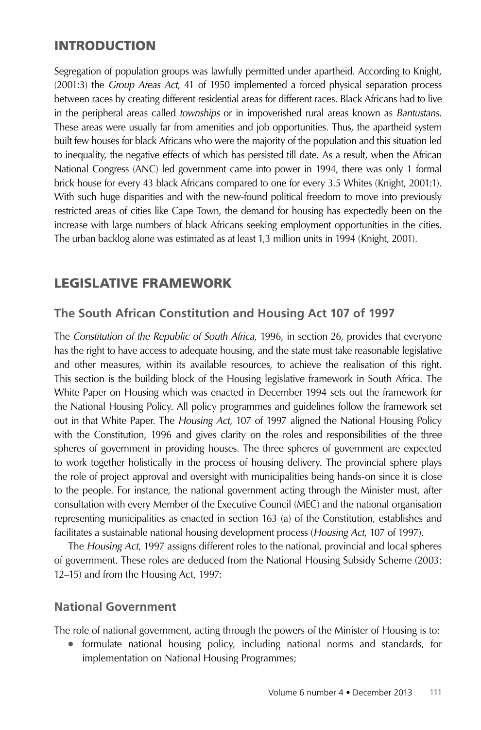## INTRODUCTION

Segregation of population groups was lawfully permitted under apartheid. According to Knight, (2001:3) the *Group Areas Act*, 41 of 1950 implemented a forced physical separation process between races by creating different residential areas for different races. Black Africans had to live in the peripheral areas called *townships* or in impoverished rural areas known as *Bantustans*. These areas were usually far from amenities and job opportunities. Thus, the apartheid system built few houses for black Africans who were the majority of the population and this situation led to inequality, the negative effects of which has persisted till date. As a result, when the African National Congress (ANC) led government came into power in 1994, there was only 1 formal brick house for every 43 black Africans compared to one for every 3.5 Whites (Knight, 2001:1). With such huge disparities and with the new-found political freedom to move into previously restricted areas of cities like Cape Town, the demand for housing has expectedly been on the increase with large numbers of black Africans seeking employment opportunities in the cities. The urban backlog alone was estimated as at least 1,3 million units in 1994 (Knight, 2001).

## LEGISLATIVE FRAMEWORK

### The South African Constitution and Housing Act 107 of 1997

The *Constitution of the Republic of South Africa*, 1996, in section 26, provides that everyone has the right to have access to adequate housing, and the state must take reasonable legislative and other measures, within its available resources, to achieve the realisation of this right. This section is the building block of the Housing legislative framework in South Africa. The White Paper on Housing which was enacted in December 1994 sets out the framework for the National Housing Policy. All policy programmes and guidelines follow the framework set out in that White Paper. The *Housing Act*, 107 of 1997 aligned the National Housing Policy with the Constitution, 1996 and gives clarity on the roles and responsibilities of the three spheres of government in providing houses. The three spheres of government are expected to work together holistically in the process of housing delivery. The provincial sphere plays the role of project approval and oversight with municipalities being hands-on since it is close to the people. For instance, the national government acting through the Minister must, after consultation with every Member of the Executive Council (MEC) and the national organisation representing municipalities as enacted in section 163 (a) of the Constitution, establishes and facilitates a sustainable national housing development process (*Housing Act*, 107 of 1997).

The *Housing Act*, 1997 assigns different roles to the national, provincial and local spheres of government. These roles are deduced from the National Housing Subsidy Scheme (2003: 12–15) and from the Housing Act, 1997:

### National Government

The role of national government, acting through the powers of the Minister of Housing is to:

- formulate national housing policy, including national norms and standards, for implementation on National Housing Programmes;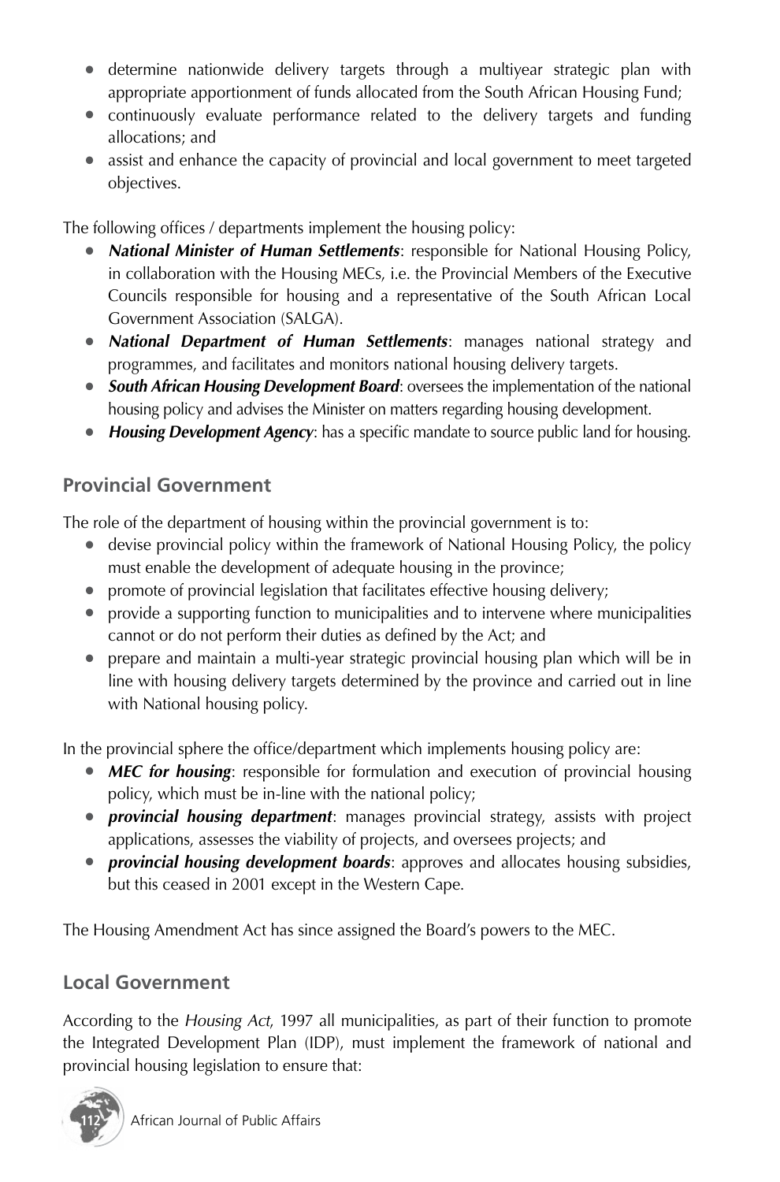- determine nationwide delivery targets through a multiyear strategic plan with appropriate apportionment of funds allocated from the South African Housing Fund;
- continuously evaluate performance related to the delivery targets and funding allocations; and
- assist and enhance the capacity of provincial and local government to meet targeted objectives.

The following offices / departments implement the housing policy:

- ***National Minister of Human Settlements***: responsible for National Housing Policy, in collaboration with the Housing MECs, i.e. the Provincial Members of the Executive Councils responsible for housing and a representative of the South African Local Government Association (SALGA).
- ***National Department of Human Settlements***: manages national strategy and programmes, and facilitates and monitors national housing delivery targets.
- ***South African Housing Development Board***: oversees the implementation of the national housing policy and advises the Minister on matters regarding housing development.
- ***Housing Development Agency***: has a specific mandate to source public land for housing.

## Provincial Government

The role of the department of housing within the provincial government is to:

- devise provincial policy within the framework of National Housing Policy, the policy must enable the development of adequate housing in the province;
- promote of provincial legislation that facilitates effective housing delivery;
- provide a supporting function to municipalities and to intervene where municipalities cannot or do not perform their duties as defined by the Act; and
- prepare and maintain a multi-year strategic provincial housing plan which will be in line with housing delivery targets determined by the province and carried out in line with National housing policy.

In the provincial sphere the office/department which implements housing policy are:

- ***MEC for housing***: responsible for formulation and execution of provincial housing policy, which must be in-line with the national policy;
- ***provincial housing department***: manages provincial strategy, assists with project applications, assesses the viability of projects, and oversees projects; and
- ***provincial housing development boards***: approves and allocates housing subsidies, but this ceased in 2001 except in the Western Cape.

The Housing Amendment Act has since assigned the Board's powers to the MEC.

## Local Government

According to the *Housing Act*, 1997 all municipalities, as part of their function to promote the Integrated Development Plan (IDP), must implement the framework of national and provincial housing legislation to ensure that: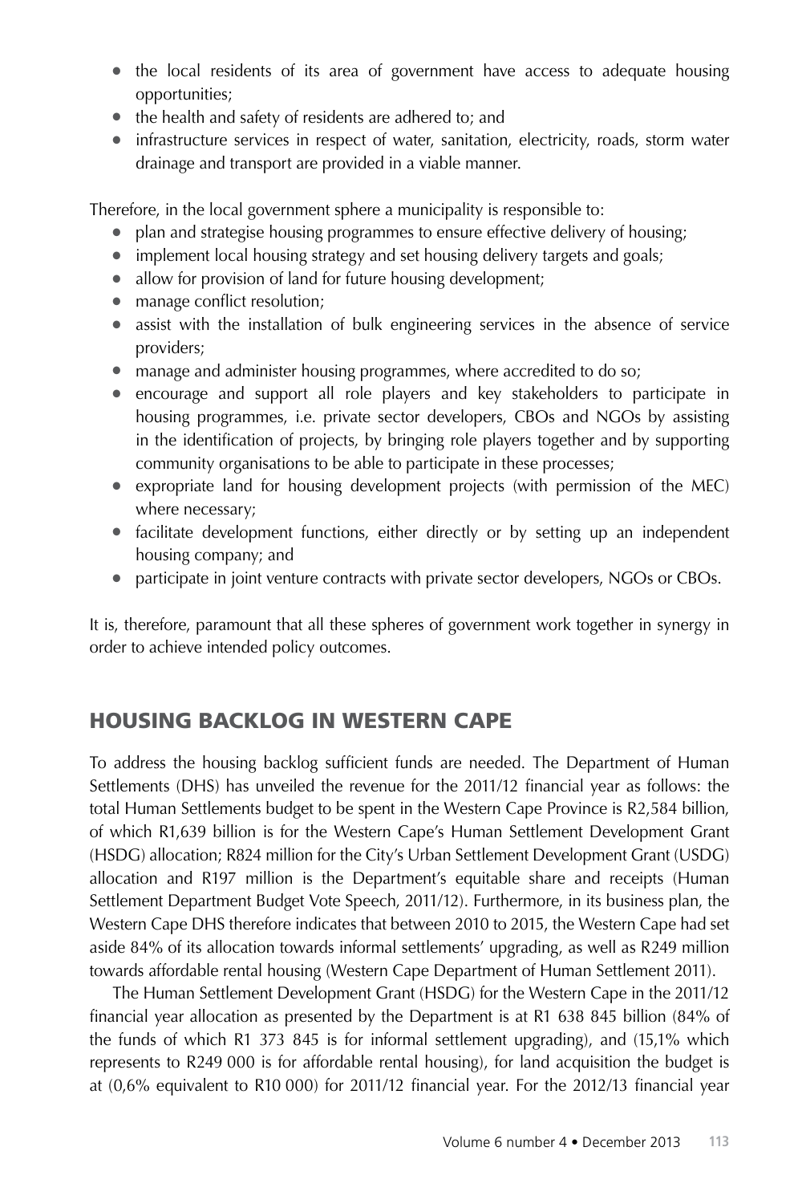- the local residents of its area of government have access to adequate housing opportunities;
- the health and safety of residents are adhered to; and
- infrastructure services in respect of water, sanitation, electricity, roads, storm water drainage and transport are provided in a viable manner.

Therefore, in the local government sphere a municipality is responsible to:

- plan and strategise housing programmes to ensure effective delivery of housing;
- implement local housing strategy and set housing delivery targets and goals;
- allow for provision of land for future housing development;
- manage conflict resolution;
- assist with the installation of bulk engineering services in the absence of service providers;
- manage and administer housing programmes, where accredited to do so;
- encourage and support all role players and key stakeholders to participate in housing programmes, i.e. private sector developers, CBOs and NGOs by assisting in the identification of projects, by bringing role players together and by supporting community organisations to be able to participate in these processes;
- expropriate land for housing development projects (with permission of the MEC) where necessary;
- facilitate development functions, either directly or by setting up an independent housing company; and
- participate in joint venture contracts with private sector developers, NGOs or CBOs.

It is, therefore, paramount that all these spheres of government work together in synergy in order to achieve intended policy outcomes.

## HOUSING BACKLOG IN WESTERN CAPE

To address the housing backlog sufficient funds are needed. The Department of Human Settlements (DHS) has unveiled the revenue for the 2011/12 financial year as follows: the total Human Settlements budget to be spent in the Western Cape Province is R2,584 billion, of which R1,639 billion is for the Western Cape's Human Settlement Development Grant (HSDG) allocation; R824 million for the City's Urban Settlement Development Grant (USDG) allocation and R197 million is the Department's equitable share and receipts (Human Settlement Department Budget Vote Speech, 2011/12). Furthermore, in its business plan, the Western Cape DHS therefore indicates that between 2010 to 2015, the Western Cape had set aside 84% of its allocation towards informal settlements' upgrading, as well as R249 million towards affordable rental housing (Western Cape Department of Human Settlement 2011).

The Human Settlement Development Grant (HSDG) for the Western Cape in the 2011/12 financial year allocation as presented by the Department is at R1 638 845 billion (84% of the funds of which R1 373 845 is for informal settlement upgrading), and (15,1% which represents to R249 000 is for affordable rental housing), for land acquisition the budget is at (0,6% equivalent to R10 000) for 2011/12 financial year. For the 2012/13 financial year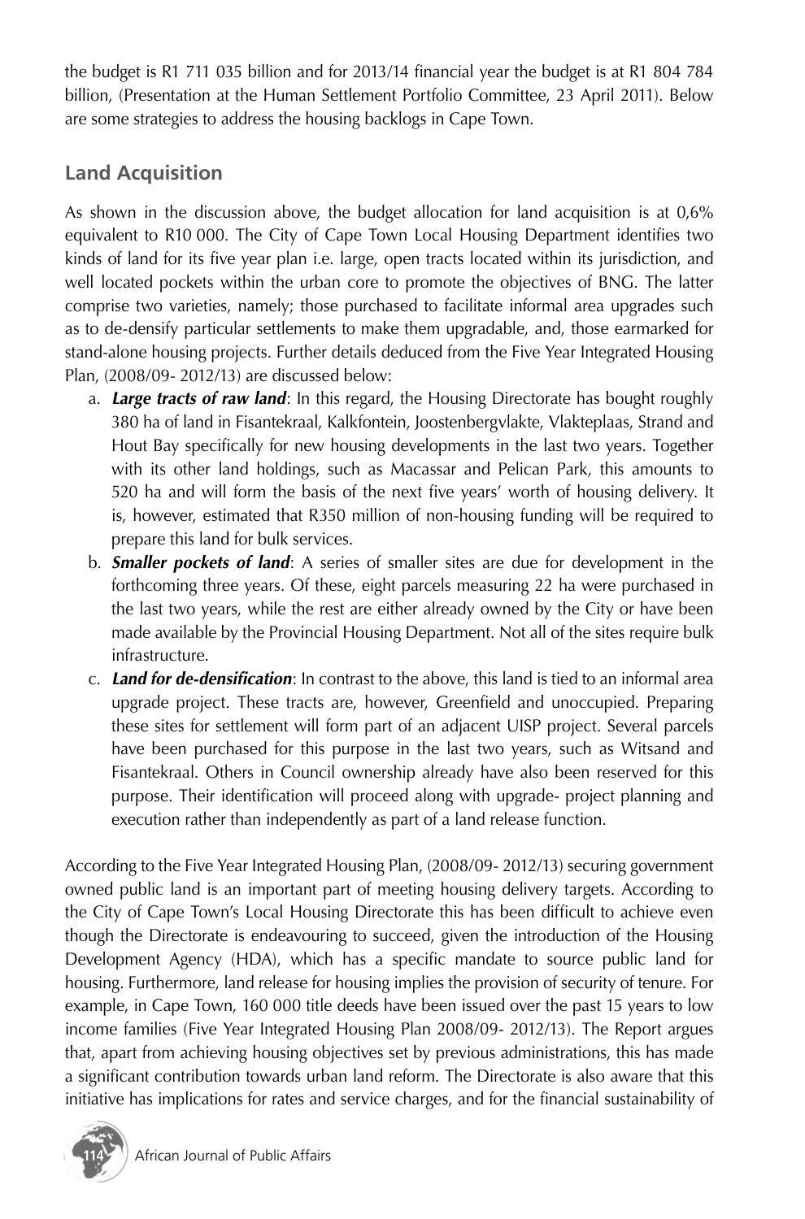the budget is R1 711 035 billion and for 2013/14 financial year the budget is at R1 804 784 billion, (Presentation at the Human Settlement Portfolio Committee, 23 April 2011). Below are some strategies to address the housing backlogs in Cape Town.

## Land Acquisition

As shown in the discussion above, the budget allocation for land acquisition is at 0,6% equivalent to R10 000. The City of Cape Town Local Housing Department identifies two kinds of land for its five year plan i.e. large, open tracts located within its jurisdiction, and well located pockets within the urban core to promote the objectives of BNG. The latter comprise two varieties, namely; those purchased to facilitate informal area upgrades such as to de-densify particular settlements to make them upgradable, and, those earmarked for stand-alone housing projects. Further details deduced from the Five Year Integrated Housing Plan, (2008/09- 2012/13) are discussed below:

a. ***Large tracts of raw land***: In this regard, the Housing Directorate has bought roughly 380 ha of land in Fisantekraal, Kalkfontein, Joostenbergvlakte, Vlakteplaas, Strand and Hout Bay specifically for new housing developments in the last two years. Together with its other land holdings, such as Macassar and Pelican Park, this amounts to 520 ha and will form the basis of the next five years' worth of housing delivery. It is, however, estimated that R350 million of non-housing funding will be required to prepare this land for bulk services.
b. ***Smaller pockets of land***: A series of smaller sites are due for development in the forthcoming three years. Of these, eight parcels measuring 22 ha were purchased in the last two years, while the rest are either already owned by the City or have been made available by the Provincial Housing Department. Not all of the sites require bulk infrastructure.
c. ***Land for de-densification***: In contrast to the above, this land is tied to an informal area upgrade project. These tracts are, however, Greenfield and unoccupied. Preparing these sites for settlement will form part of an adjacent UISP project. Several parcels have been purchased for this purpose in the last two years, such as Witsand and Fisantekraal. Others in Council ownership already have also been reserved for this purpose. Their identification will proceed along with upgrade- project planning and execution rather than independently as part of a land release function.

According to the Five Year Integrated Housing Plan, (2008/09- 2012/13) securing government owned public land is an important part of meeting housing delivery targets. According to the City of Cape Town's Local Housing Directorate this has been difficult to achieve even though the Directorate is endeavouring to succeed, given the introduction of the Housing Development Agency (HDA), which has a specific mandate to source public land for housing. Furthermore, land release for housing implies the provision of security of tenure. For example, in Cape Town, 160 000 title deeds have been issued over the past 15 years to low income families (Five Year Integrated Housing Plan 2008/09- 2012/13). The Report argues that, apart from achieving housing objectives set by previous administrations, this has made a significant contribution towards urban land reform. The Directorate is also aware that this initiative has implications for rates and service charges, and for the financial sustainability of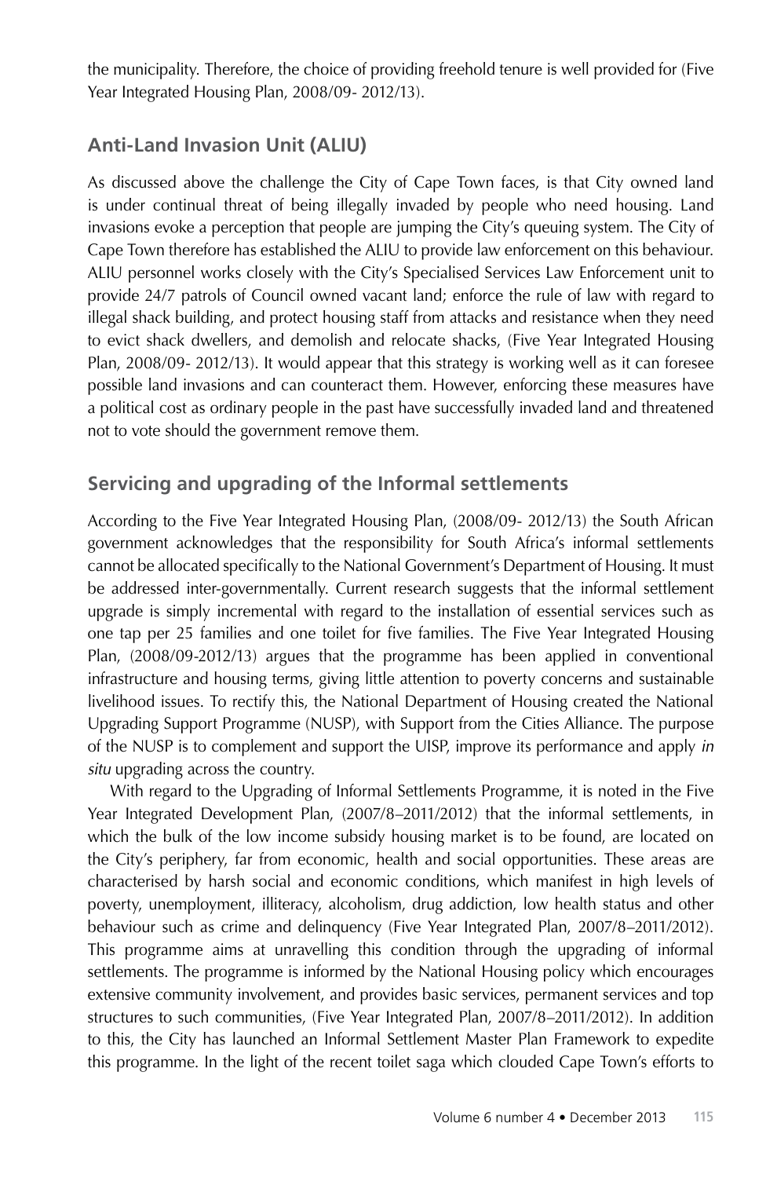the municipality. Therefore, the choice of providing freehold tenure is well provided for (Five Year Integrated Housing Plan, 2008/09- 2012/13).

## Anti-Land Invasion Unit (ALIU)

As discussed above the challenge the City of Cape Town faces, is that City owned land is under continual threat of being illegally invaded by people who need housing. Land invasions evoke a perception that people are jumping the City's queuing system. The City of Cape Town therefore has established the ALIU to provide law enforcement on this behaviour. ALIU personnel works closely with the City's Specialised Services Law Enforcement unit to provide 24/7 patrols of Council owned vacant land; enforce the rule of law with regard to illegal shack building, and protect housing staff from attacks and resistance when they need to evict shack dwellers, and demolish and relocate shacks, (Five Year Integrated Housing Plan, 2008/09- 2012/13). It would appear that this strategy is working well as it can foresee possible land invasions and can counteract them. However, enforcing these measures have a political cost as ordinary people in the past have successfully invaded land and threatened not to vote should the government remove them.

## Servicing and upgrading of the Informal settlements

According to the Five Year Integrated Housing Plan, (2008/09- 2012/13) the South African government acknowledges that the responsibility for South Africa's informal settlements cannot be allocated specifically to the National Government's Department of Housing. It must be addressed inter-governmentally. Current research suggests that the informal settlement upgrade is simply incremental with regard to the installation of essential services such as one tap per 25 families and one toilet for five families. The Five Year Integrated Housing Plan, (2008/09-2012/13) argues that the programme has been applied in conventional infrastructure and housing terms, giving little attention to poverty concerns and sustainable livelihood issues. To rectify this, the National Department of Housing created the National Upgrading Support Programme (NUSP), with Support from the Cities Alliance. The purpose of the NUSP is to complement and support the UISP, improve its performance and apply *in situ* upgrading across the country.

With regard to the Upgrading of Informal Settlements Programme, it is noted in the Five Year Integrated Development Plan, (2007/8–2011/2012) that the informal settlements, in which the bulk of the low income subsidy housing market is to be found, are located on the City's periphery, far from economic, health and social opportunities. These areas are characterised by harsh social and economic conditions, which manifest in high levels of poverty, unemployment, illiteracy, alcoholism, drug addiction, low health status and other behaviour such as crime and delinquency (Five Year Integrated Plan, 2007/8–2011/2012). This programme aims at unravelling this condition through the upgrading of informal settlements. The programme is informed by the National Housing policy which encourages extensive community involvement, and provides basic services, permanent services and top structures to such communities, (Five Year Integrated Plan, 2007/8–2011/2012). In addition to this, the City has launched an Informal Settlement Master Plan Framework to expedite this programme. In the light of the recent toilet saga which clouded Cape Town's efforts to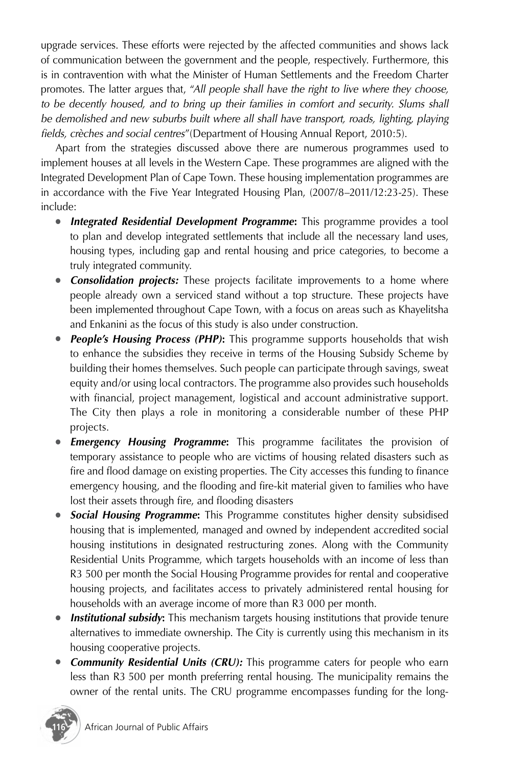upgrade services. These efforts were rejected by the affected communities and shows lack of communication between the government and the people, respectively. Furthermore, this is in contravention with what the Minister of Human Settlements and the Freedom Charter promotes. The latter argues that, "*All people shall have the right to live where they choose, to be decently housed, and to bring up their families in comfort and security. Slums shall be demolished and new suburbs built where all shall have transport, roads, lighting, playing fields, crèches and social centres*"(Department of Housing Annual Report, 2010:5).

Apart from the strategies discussed above there are numerous programmes used to implement houses at all levels in the Western Cape. These programmes are aligned with the Integrated Development Plan of Cape Town. These housing implementation programmes are in accordance with the Five Year Integrated Housing Plan, (2007/8–2011/12:23-25). These include:

- ***Integrated Residential Development Programme*:** This programme provides a tool to plan and develop integrated settlements that include all the necessary land uses, housing types, including gap and rental housing and price categories, to become a truly integrated community.
- ***Consolidation projects:*** These projects facilitate improvements to a home where people already own a serviced stand without a top structure. These projects have been implemented throughout Cape Town, with a focus on areas such as Khayelitsha and Enkanini as the focus of this study is also under construction.
- ***People's Housing Process (PHP)*:** This programme supports households that wish to enhance the subsidies they receive in terms of the Housing Subsidy Scheme by building their homes themselves. Such people can participate through savings, sweat equity and/or using local contractors. The programme also provides such households with financial, project management, logistical and account administrative support. The City then plays a role in monitoring a considerable number of these PHP projects.
- ***Emergency Housing Programme*:** This programme facilitates the provision of temporary assistance to people who are victims of housing related disasters such as fire and flood damage on existing properties. The City accesses this funding to finance emergency housing, and the flooding and fire-kit material given to families who have lost their assets through fire, and flooding disasters
- ***Social Housing Programme*:** This Programme constitutes higher density subsidised housing that is implemented, managed and owned by independent accredited social housing institutions in designated restructuring zones. Along with the Community Residential Units Programme, which targets households with an income of less than R3 500 per month the Social Housing Programme provides for rental and cooperative housing projects, and facilitates access to privately administered rental housing for households with an average income of more than R3 000 per month.
- ***Institutional subsidy*:** This mechanism targets housing institutions that provide tenure alternatives to immediate ownership. The City is currently using this mechanism in its housing cooperative projects.
- ***Community Residential Units (CRU):*** This programme caters for people who earn less than R3 500 per month preferring rental housing. The municipality remains the owner of the rental units. The CRU programme encompasses funding for the long-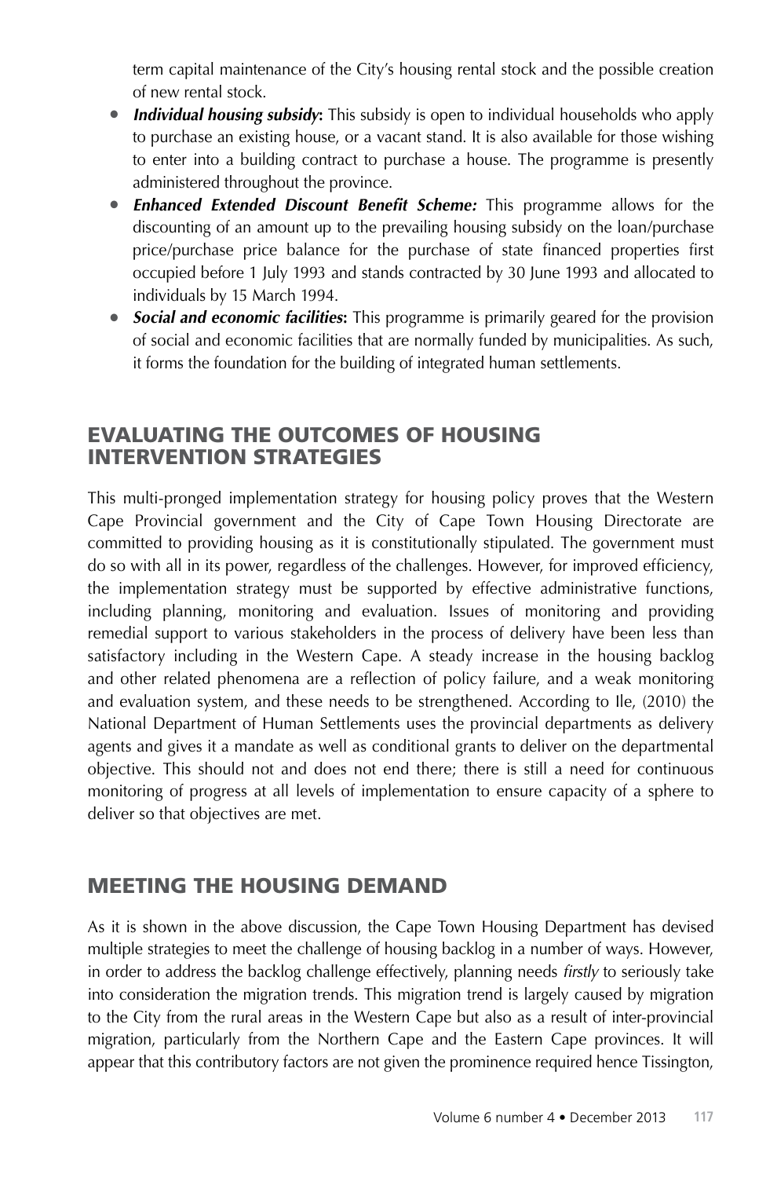term capital maintenance of the City's housing rental stock and the possible creation of new rental stock.

- ***Individual housing subsidy*:** This subsidy is open to individual households who apply to purchase an existing house, or a vacant stand. It is also available for those wishing to enter into a building contract to purchase a house. The programme is presently administered throughout the province.
- ***Enhanced Extended Discount Benefit Scheme:*** This programme allows for the discounting of an amount up to the prevailing housing subsidy on the loan/purchase price/purchase price balance for the purchase of state financed properties first occupied before 1 July 1993 and stands contracted by 30 June 1993 and allocated to individuals by 15 March 1994.
- ***Social and economic facilities*:** This programme is primarily geared for the provision of social and economic facilities that are normally funded by municipalities. As such, it forms the foundation for the building of integrated human settlements.

## EVALUATING THE OUTCOMES OF HOUSING INTERVENTION STRATEGIES

This multi-pronged implementation strategy for housing policy proves that the Western Cape Provincial government and the City of Cape Town Housing Directorate are committed to providing housing as it is constitutionally stipulated. The government must do so with all in its power, regardless of the challenges. However, for improved efficiency, the implementation strategy must be supported by effective administrative functions, including planning, monitoring and evaluation. Issues of monitoring and providing remedial support to various stakeholders in the process of delivery have been less than satisfactory including in the Western Cape. A steady increase in the housing backlog and other related phenomena are a reflection of policy failure, and a weak monitoring and evaluation system, and these needs to be strengthened. According to Ile, (2010) the National Department of Human Settlements uses the provincial departments as delivery agents and gives it a mandate as well as conditional grants to deliver on the departmental objective. This should not and does not end there; there is still a need for continuous monitoring of progress at all levels of implementation to ensure capacity of a sphere to deliver so that objectives are met.

## MEETING THE HOUSING DEMAND

As it is shown in the above discussion, the Cape Town Housing Department has devised multiple strategies to meet the challenge of housing backlog in a number of ways. However, in order to address the backlog challenge effectively, planning needs *firstly* to seriously take into consideration the migration trends. This migration trend is largely caused by migration to the City from the rural areas in the Western Cape but also as a result of inter-provincial migration, particularly from the Northern Cape and the Eastern Cape provinces. It will appear that this contributory factors are not given the prominence required hence Tissington,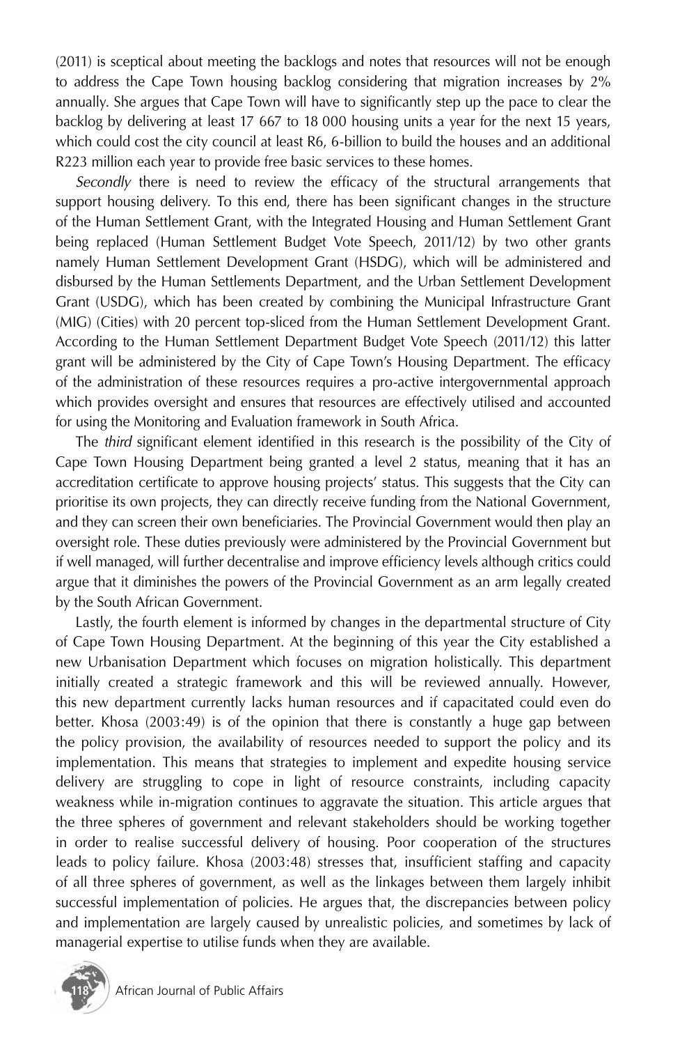(2011) is sceptical about meeting the backlogs and notes that resources will not be enough to address the Cape Town housing backlog considering that migration increases by 2% annually. She argues that Cape Town will have to significantly step up the pace to clear the backlog by delivering at least 17 667 to 18 000 housing units a year for the next 15 years, which could cost the city council at least R6, 6-billion to build the houses and an additional R223 million each year to provide free basic services to these homes.

*Secondly* there is need to review the efficacy of the structural arrangements that support housing delivery. To this end, there has been significant changes in the structure of the Human Settlement Grant, with the Integrated Housing and Human Settlement Grant being replaced (Human Settlement Budget Vote Speech, 2011/12) by two other grants namely Human Settlement Development Grant (HSDG), which will be administered and disbursed by the Human Settlements Department, and the Urban Settlement Development Grant (USDG), which has been created by combining the Municipal Infrastructure Grant (MIG) (Cities) with 20 percent top-sliced from the Human Settlement Development Grant. According to the Human Settlement Department Budget Vote Speech (2011/12) this latter grant will be administered by the City of Cape Town's Housing Department. The efficacy of the administration of these resources requires a pro-active intergovernmental approach which provides oversight and ensures that resources are effectively utilised and accounted for using the Monitoring and Evaluation framework in South Africa.

The *third* significant element identified in this research is the possibility of the City of Cape Town Housing Department being granted a level 2 status, meaning that it has an accreditation certificate to approve housing projects' status. This suggests that the City can prioritise its own projects, they can directly receive funding from the National Government, and they can screen their own beneficiaries. The Provincial Government would then play an oversight role. These duties previously were administered by the Provincial Government but if well managed, will further decentralise and improve efficiency levels although critics could argue that it diminishes the powers of the Provincial Government as an arm legally created by the South African Government.

Lastly, the fourth element is informed by changes in the departmental structure of City of Cape Town Housing Department. At the beginning of this year the City established a new Urbanisation Department which focuses on migration holistically. This department initially created a strategic framework and this will be reviewed annually. However, this new department currently lacks human resources and if capacitated could even do better. Khosa (2003:49) is of the opinion that there is constantly a huge gap between the policy provision, the availability of resources needed to support the policy and its implementation. This means that strategies to implement and expedite housing service delivery are struggling to cope in light of resource constraints, including capacity weakness while in-migration continues to aggravate the situation. This article argues that the three spheres of government and relevant stakeholders should be working together in order to realise successful delivery of housing. Poor cooperation of the structures leads to policy failure. Khosa (2003:48) stresses that, insufficient staffing and capacity of all three spheres of government, as well as the linkages between them largely inhibit successful implementation of policies. He argues that, the discrepancies between policy and implementation are largely caused by unrealistic policies, and sometimes by lack of managerial expertise to utilise funds when they are available.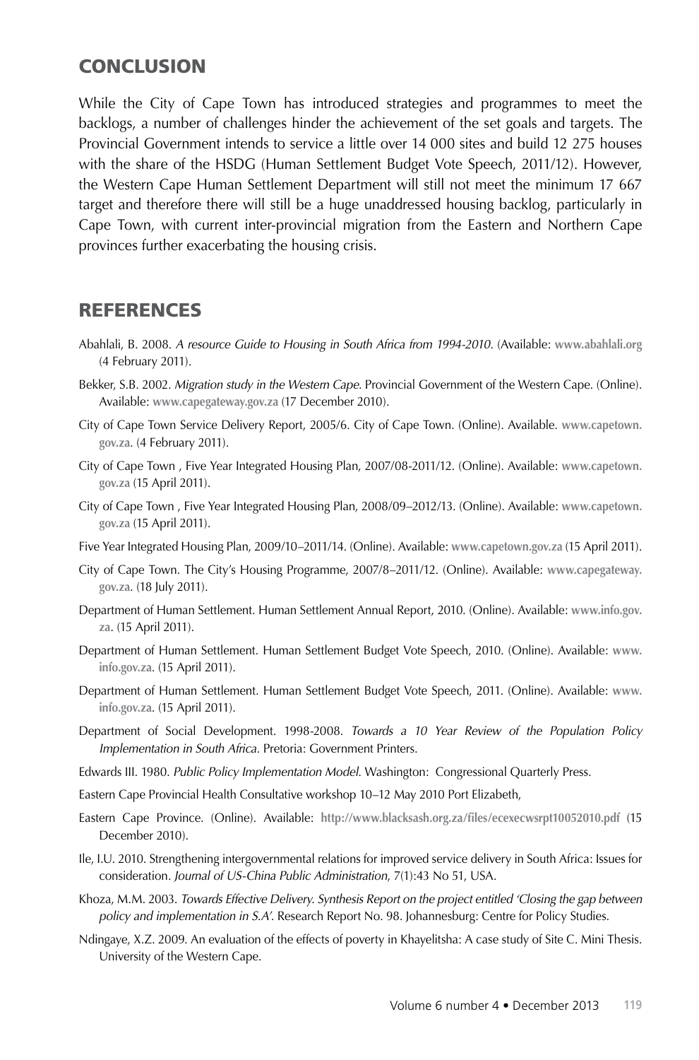## CONCLUSION

While the City of Cape Town has introduced strategies and programmes to meet the backlogs, a number of challenges hinder the achievement of the set goals and targets. The Provincial Government intends to service a little over 14 000 sites and build 12 275 houses with the share of the HSDG (Human Settlement Budget Vote Speech, 2011/12). However, the Western Cape Human Settlement Department will still not meet the minimum 17 667 target and therefore there will still be a huge unaddressed housing backlog, particularly in Cape Town, with current inter-provincial migration from the Eastern and Northern Cape provinces further exacerbating the housing crisis.

## REFERENCES

Abahlali, B. 2008. *A resource Guide to Housing in South Africa from 1994-2010.* (Available: **www.abahlali.org** (4 February 2011).

Bekker, S.B. 2002. *Migration study in the Western Cape.* Provincial Government of the Western Cape. (Online). Available: **www.capegateway.gov.za** (17 December 2010).

City of Cape Town Service Delivery Report, 2005/6. City of Cape Town. (Online). Available. **www.capetown.gov.za**. (4 February 2011).

City of Cape Town , Five Year Integrated Housing Plan, 2007/08-2011/12. (Online). Available: **www.capetown.gov.za** (15 April 2011).

City of Cape Town , Five Year Integrated Housing Plan, 2008/09–2012/13. (Online). Available: **www.capetown.gov.za** (15 April 2011).

Five Year Integrated Housing Plan, 2009/10–2011/14. (Online). Available: **www.capetown.gov.za** (15 April 2011).

City of Cape Town. The City's Housing Programme, 2007/8–2011/12. (Online). Available: **www.capegateway.gov.za**. (18 July 2011).

Department of Human Settlement. Human Settlement Annual Report, 2010. (Online). Available: **www.info.gov.za**. (15 April 2011).

Department of Human Settlement. Human Settlement Budget Vote Speech, 2010. (Online). Available: **www.info.gov.za**. (15 April 2011).

Department of Human Settlement. Human Settlement Budget Vote Speech, 2011. (Online). Available: **www.info.gov.za**. (15 April 2011).

Department of Social Development. 1998-2008. *Towards a 10 Year Review of the Population Policy Implementation in South Africa*. Pretoria: Government Printers.

Edwards III. 1980. *Public Policy Implementation Model*. Washington: Congressional Quarterly Press.

Eastern Cape Provincial Health Consultative workshop 10–12 May 2010 Port Elizabeth,

Eastern Cape Province. (Online). Available: **http://www.blacksash.org.za/files/ecexecwsrpt10052010.pdf** (15 December 2010).

Ile, I.U. 2010. Strengthening intergovernmental relations for improved service delivery in South Africa: Issues for consideration. *Journal of US-China Public Administration*, 7(1):43 No 51, USA.

Khoza, M.M. 2003. *Towards Effective Delivery. Synthesis Report on the project entitled 'Closing the gap between policy and implementation in S.A'*. Research Report No. 98. Johannesburg: Centre for Policy Studies.

Ndingaye, X.Z. 2009. An evaluation of the effects of poverty in Khayelitsha: A case study of Site C. Mini Thesis. University of the Western Cape.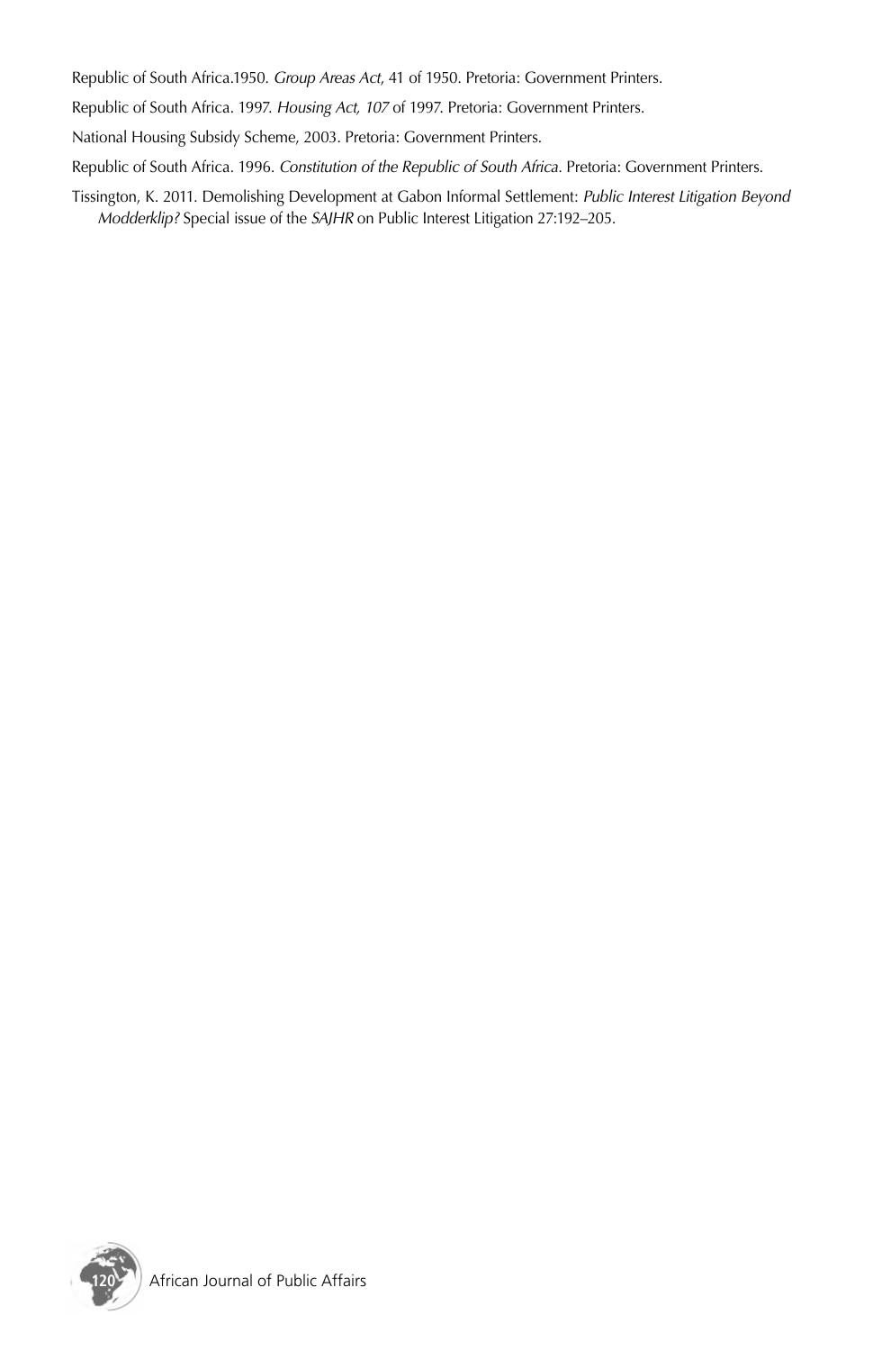Republic of South Africa.1950. *Group Areas Act*, 41 of 1950. Pretoria: Government Printers.

Republic of South Africa. 1997. *Housing Act, 107* of 1997. Pretoria: Government Printers.

National Housing Subsidy Scheme, 2003. Pretoria: Government Printers.

Republic of South Africa. 1996. *Constitution of the Republic of South Africa*. Pretoria: Government Printers.

Tissington, K. 2011. Demolishing Development at Gabon Informal Settlement: *Public Interest Litigation Beyond Modderklip?* Special issue of the *SAJHR* on Public Interest Litigation 27:192–205.